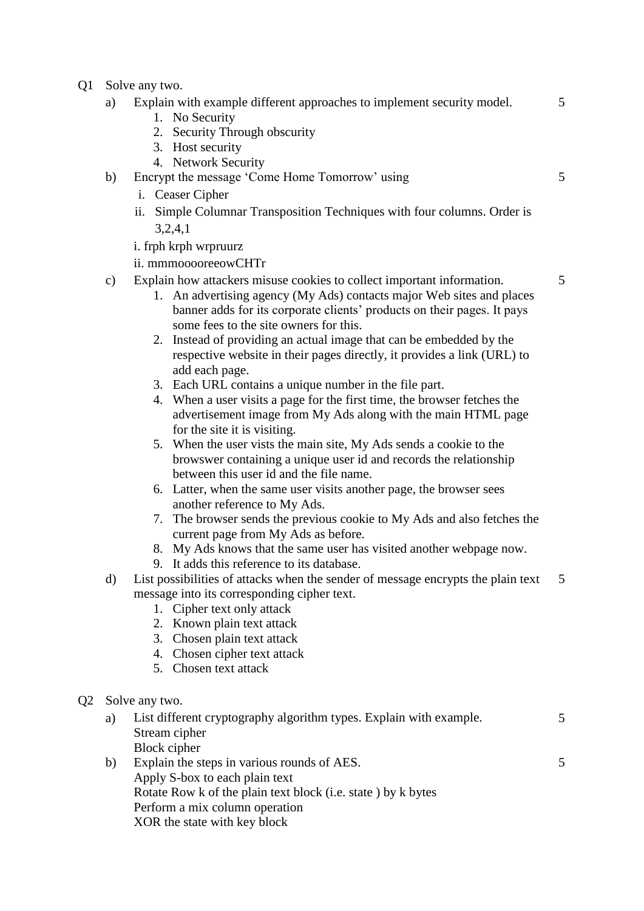Q1 Solve any two.

a) Explain with example different approaches to implement security model. 5

1. No Security
2. Security Through obscurity
3. Host security
4. Network Security

b) Encrypt the message 'Come Home Tomorrow' using 5

i. Ceaser Cipher

ii. Simple Columnar Transposition Techniques with four columns. Order is 3,2,4,1

i. frph krph wrpruurz

ii. mmmooooreeowCHTr

c) Explain how attackers misuse cookies to collect important information. 5

1. An advertising agency (My Ads) contacts major Web sites and places banner adds for its corporate clients' products on their pages. It pays some fees to the site owners for this.
2. Instead of providing an actual image that can be embedded by the respective website in their pages directly, it provides a link (URL) to add each page.
3. Each URL contains a unique number in the file part.
4. When a user visits a page for the first time, the browser fetches the advertisement image from My Ads along with the main HTML page for the site it is visiting.
5. When the user vists the main site, My Ads sends a cookie to the browswer containing a unique user id and records the relationship between this user id and the file name.
6. Latter, when the same user visits another page, the browser sees another reference to My Ads.
7. The browser sends the previous cookie to My Ads and also fetches the current page from My Ads as before.
8. My Ads knows that the same user has visited another webpage now.
9. It adds this reference to its database.

d) List possibilities of attacks when the sender of message encrypts the plain text message into its corresponding cipher text. 5

1. Cipher text only attack
2. Known plain text attack
3. Chosen plain text attack
4. Chosen cipher text attack
5. Chosen text attack

Q2 Solve any two.

a) List different cryptography algorithm types. Explain with example. 5

Stream cipher

Block cipher

b) Explain the steps in various rounds of AES. 5

Apply S-box to each plain text

Rotate Row k of the plain text block (i.e. state ) by k bytes

Perform a mix column operation

XOR the state with key block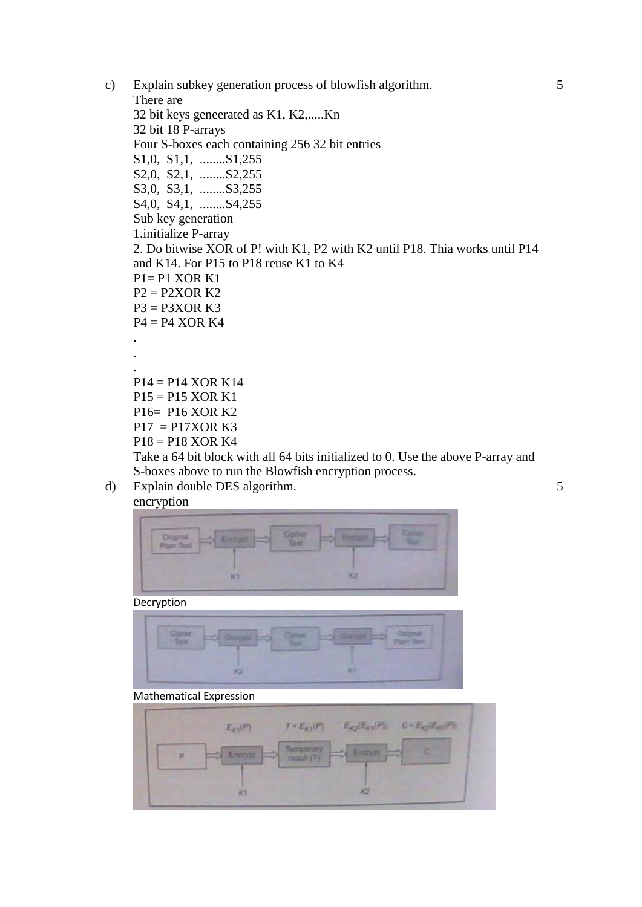c) Explain subkey generation process of blowfish algorithm. 5

There are

32 bit keys geneerated as K1, K2,.....Kn

32 bit 18 P-arrays

Four S-boxes each containing 256 32 bit entries

S1,0, S1,1, ........S1,255

S2,0, S2,1, ........S2,255

S3,0, S3,1, ........S3,255

S4,0, S4,1, ........S4,255

Sub key generation

1.initialize P-array

2. Do bitwise XOR of P! with K1, P2 with K2 until P18. Thia works until P14 and K14. For P15 to P18 reuse K1 to K4

P1= P1 XOR K1

P2 = P2XOR K2

P3 = P3XOR K3

P4 = P4 XOR K4

.

.

.

P14 = P14 XOR K14

P15 = P15 XOR K1

P16= P16 XOR K2

P17 = P17XOR K3

P18 = P18 XOR K4

Take a 64 bit block with all 64 bits initialized to 0. Use the above P-array and S-boxes above to run the Blowfish encryption process.

d) Explain double DES algorithm. 5

encryption

Decryption

Mathematical Expression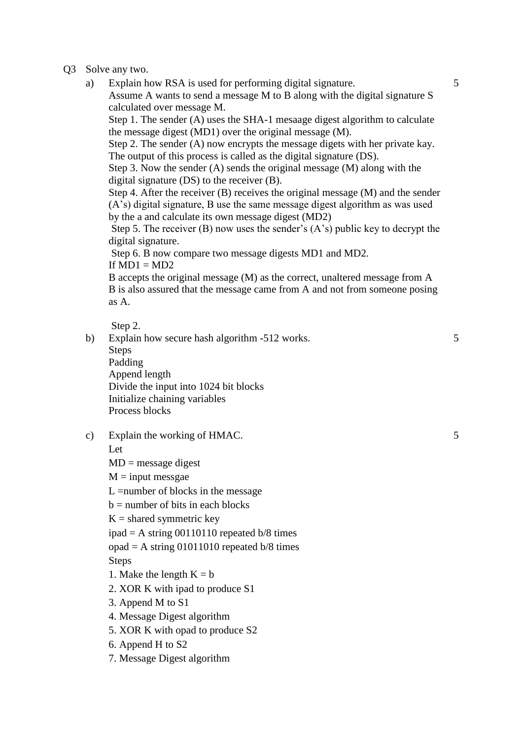Q3 Solve any two.

a) Explain how RSA is used for performing digital signature. 5

Assume A wants to send a message M to B along with the digital signature S calculated over message M.

Step 1. The sender (A) uses the SHA-1 mesaage digest algorithm to calculate the message digest (MD1) over the original message (M).

Step 2. The sender (A) now encrypts the message digets with her private kay. The output of this process is called as the digital signature (DS).

Step 3. Now the sender (A) sends the original message (M) along with the digital signature (DS) to the receiver (B).

Step 4. After the receiver (B) receives the original message (M) and the sender (A's) digital signature, B use the same message digest algorithm as was used by the a and calculate its own message digest (MD2)

Step 5. The receiver (B) now uses the sender's (A's) public key to decrypt the digital signature.

Step 6. B now compare two message digests MD1 and MD2.

If MD1 = MD2

B accepts the original message (M) as the correct, unaltered message from A

B is also assured that the message came from A and not from someone posing as A.

Step 2.

b) Explain how secure hash algorithm -512 works. 5

Steps

Padding

Append length

Divide the input into 1024 bit blocks

Initialize chaining variables

Process blocks

c) Explain the working of HMAC. 5

Let

MD = message digest

M = input messgae

L =number of blocks in the message

b = number of bits in each blocks

K = shared symmetric key

ipad = A string 00110110 repeated b/8 times

opad = A string 01011010 repeated b/8 times

Steps

1. Make the length K = b
2. XOR K with ipad to produce S1
3. Append M to S1
4. Message Digest algorithm
5. XOR K with opad to produce S2
6. Append H to S2
7. Message Digest algorithm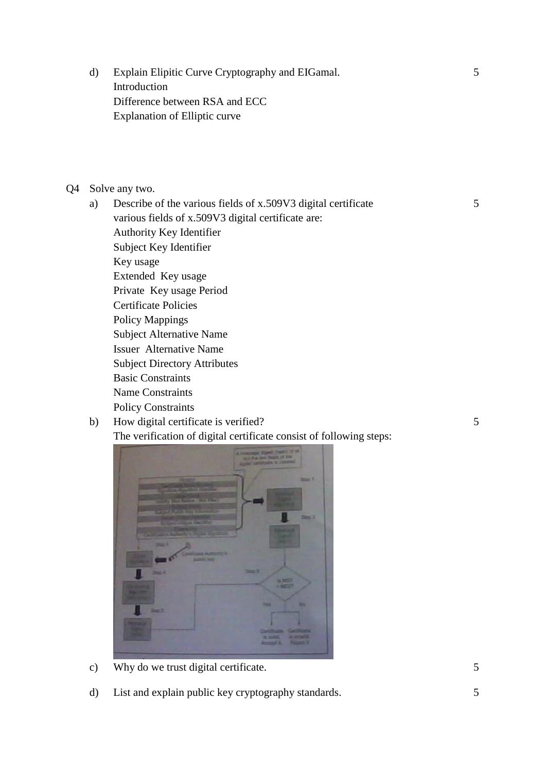d) Explain Elipitic Curve Cryptography and EIGamal. 5

Introduction

Difference between RSA and ECC

Explanation of Elliptic curve

Q4 Solve any two.

a) Describe of the various fields of x.509V3 digital certificate 5

various fields of x.509V3 digital certificate are:

Authority Key Identifier

Subject Key Identifier

Key usage

Extended Key usage

Private Key usage Period

Certificate Policies

Policy Mappings

Subject Alternative Name

Issuer Alternative Name

Subject Directory Attributes

Basic Constraints

Name Constraints

Policy Constraints

b) How digital certificate is verified? 5

The verification of digital certificate consist of following steps:

c) Why do we trust digital certificate. 5

d) List and explain public key cryptography standards. 5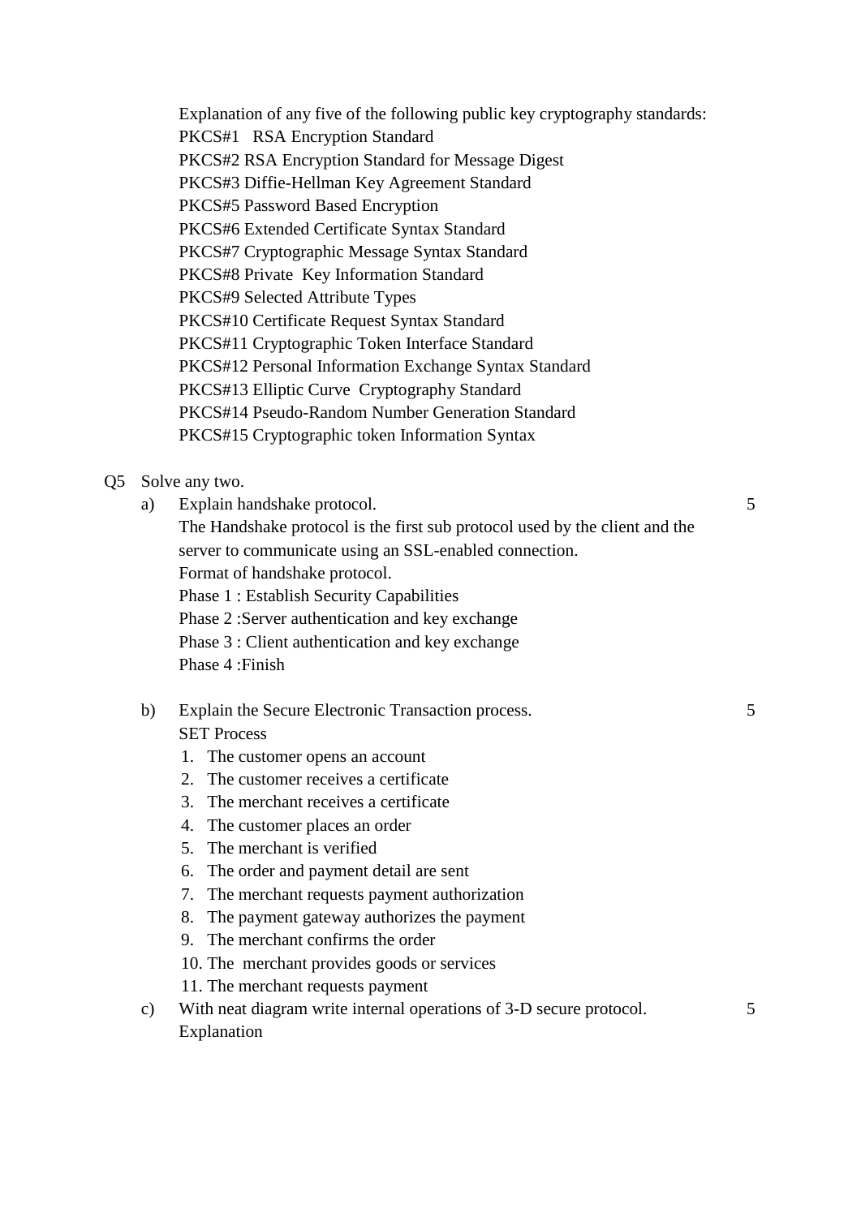Explanation of any five of the following public key cryptography standards:
PKCS#1 RSA Encryption Standard
PKCS#2 RSA Encryption Standard for Message Digest
PKCS#3 Diffie-Hellman Key Agreement Standard
PKCS#5 Password Based Encryption
PKCS#6 Extended Certificate Syntax Standard
PKCS#7 Cryptographic Message Syntax Standard
PKCS#8 Private Key Information Standard
PKCS#9 Selected Attribute Types
PKCS#10 Certificate Request Syntax Standard
PKCS#11 Cryptographic Token Interface Standard
PKCS#12 Personal Information Exchange Syntax Standard
PKCS#13 Elliptic Curve Cryptography Standard
PKCS#14 Pseudo-Random Number Generation Standard
PKCS#15 Cryptographic token Information Syntax

Q5 Solve any two.

a) Explain handshake protocol. — 5

The Handshake protocol is the first sub protocol used by the client and the server to communicate using an SSL-enabled connection.
Format of handshake protocol.
Phase 1 : Establish Security Capabilities
Phase 2 :Server authentication and key exchange
Phase 3 : Client authentication and key exchange
Phase 4 :Finish

b) Explain the Secure Electronic Transaction process. — 5

SET Process

1. The customer opens an account
2. The customer receives a certificate
3. The merchant receives a certificate
4. The customer places an order
5. The merchant is verified
6. The order and payment detail are sent
7. The merchant requests payment authorization
8. The payment gateway authorizes the payment
9. The merchant confirms the order
10. The merchant provides goods or services
11. The merchant requests payment

c) With neat diagram write internal operations of 3-D secure protocol. — 5

Explanation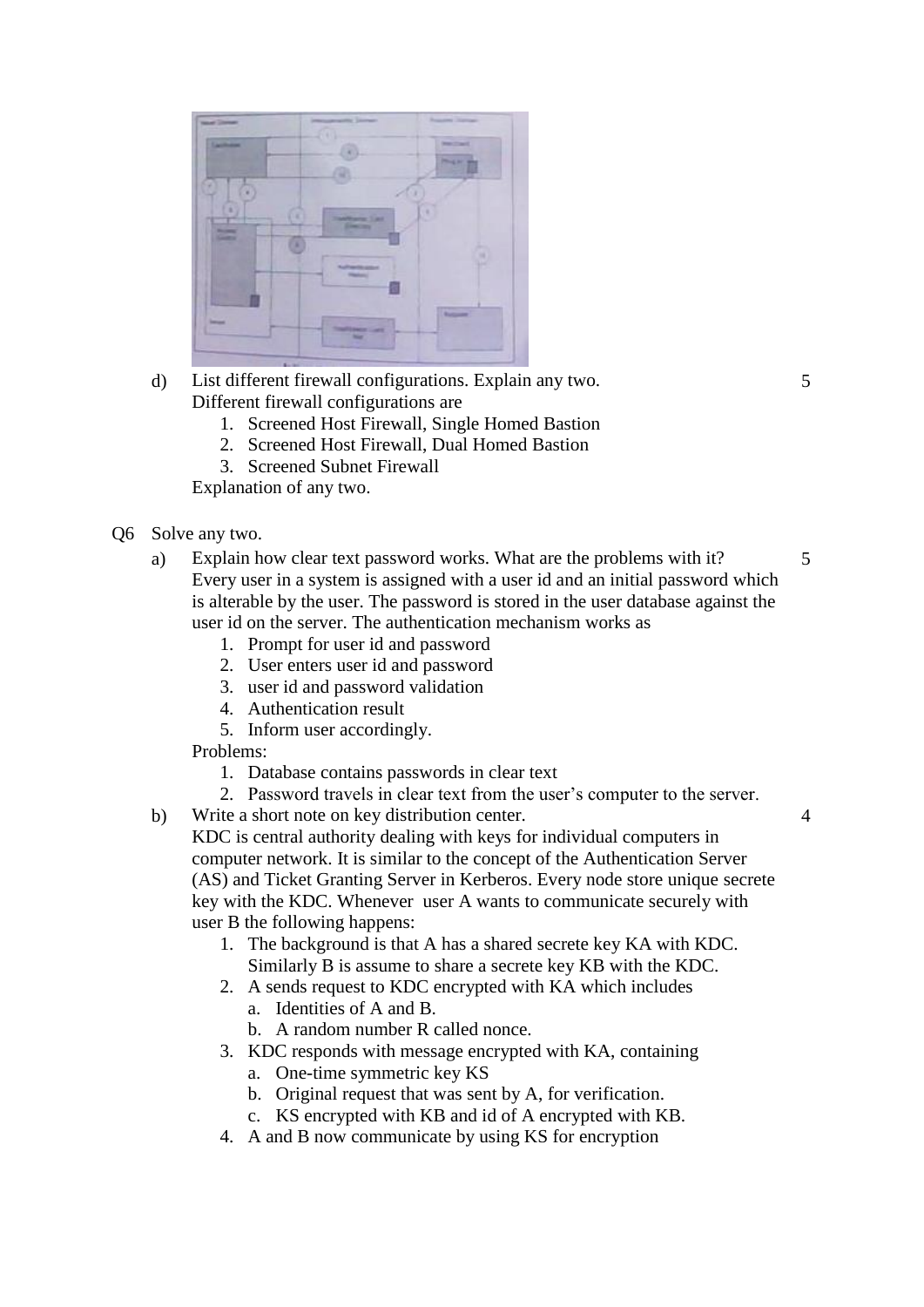d) List different firewall configurations. Explain any two. 5

Different firewall configurations are

1. Screened Host Firewall, Single Homed Bastion
2. Screened Host Firewall, Dual Homed Bastion
3. Screened Subnet Firewall

Explanation of any two.

Q6 Solve any two.

a) Explain how clear text password works. What are the problems with it? 5

Every user in a system is assigned with a user id and an initial password which is alterable by the user. The password is stored in the user database against the user id on the server. The authentication mechanism works as

1. Prompt for user id and password
2. User enters user id and password
3. user id and password validation
4. Authentication result
5. Inform user accordingly.

Problems:

1. Database contains passwords in clear text
2. Password travels in clear text from the user's computer to the server.

b) Write a short note on key distribution center. 4

KDC is central authority dealing with keys for individual computers in computer network. It is similar to the concept of the Authentication Server (AS) and Ticket Granting Server in Kerberos. Every node store unique secrete key with the KDC. Whenever user A wants to communicate securely with user B the following happens:

1. The background is that A has a shared secrete key KA with KDC. Similarly B is assume to share a secrete key KB with the KDC.
2. A sends request to KDC encrypted with KA which includes
   a. Identities of A and B.
   b. A random number R called nonce.
3. KDC responds with message encrypted with KA, containing
   a. One-time symmetric key KS
   b. Original request that was sent by A, for verification.
   c. KS encrypted with KB and id of A encrypted with KB.
4. A and B now communicate by using KS for encryption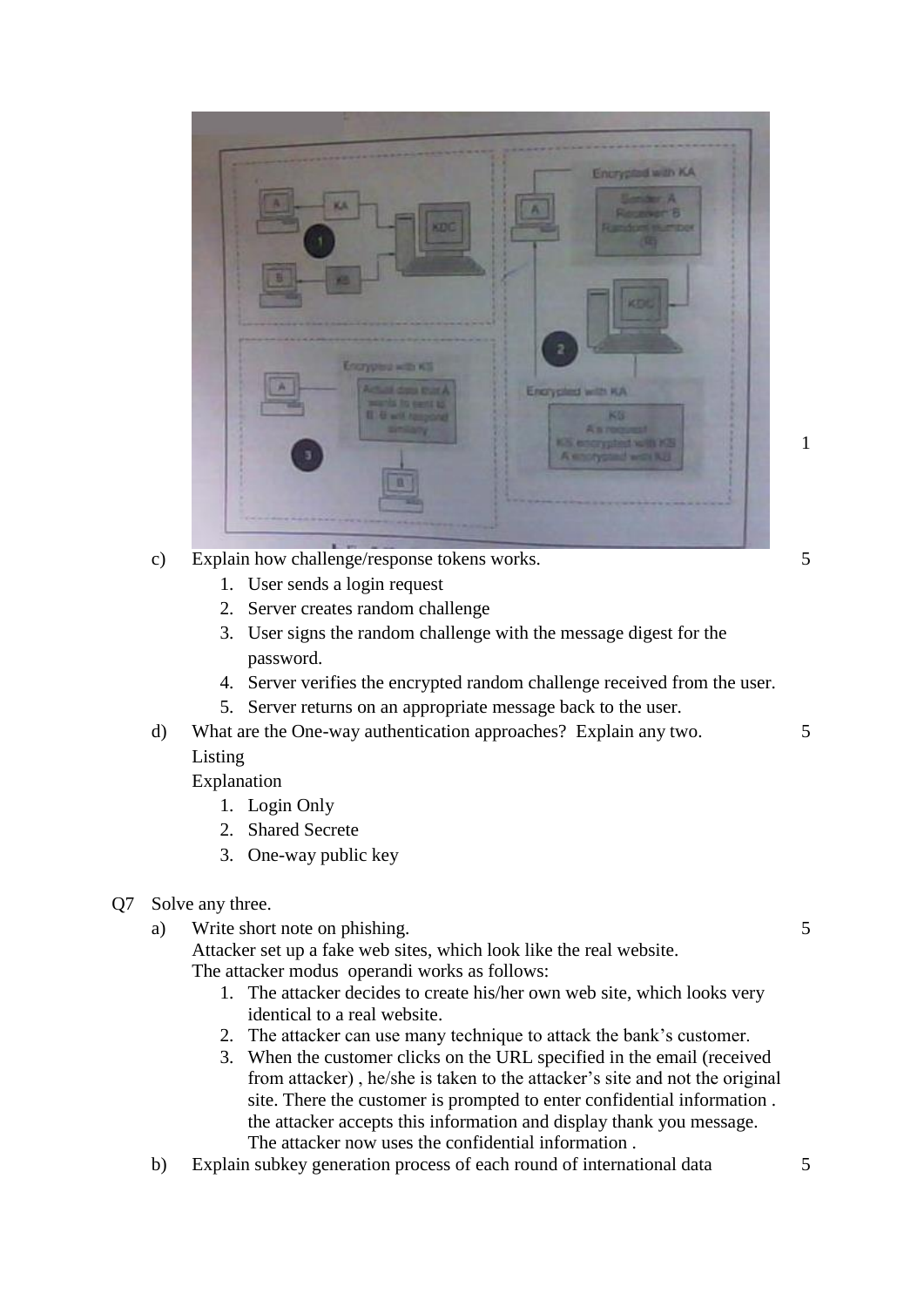1

c) Explain how challenge/response tokens works. 5

1. User sends a login request
2. Server creates random challenge
3. User signs the random challenge with the message digest for the password.
4. Server verifies the encrypted random challenge received from the user.
5. Server returns on an appropriate message back to the user.

d) What are the One-way authentication approaches? Explain any two. 5

Listing

Explanation

1. Login Only
2. Shared Secrete
3. One-way public key

Q7 Solve any three.

a) Write short note on phishing. 5

Attacker set up a fake web sites, which look like the real website.

The attacker modus operandi works as follows:

1. The attacker decides to create his/her own web site, which looks very identical to a real website.
2. The attacker can use many technique to attack the bank's customer.
3. When the customer clicks on the URL specified in the email (received from attacker) , he/she is taken to the attacker's site and not the original site. There the customer is prompted to enter confidential information . the attacker accepts this information and display thank you message. The attacker now uses the confidential information .

b) Explain subkey generation process of each round of international data 5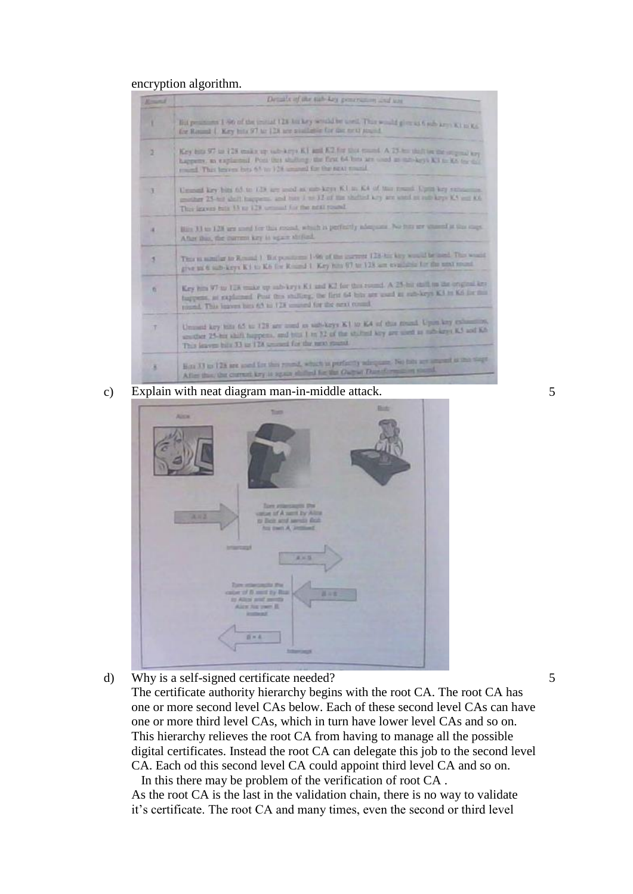encryption algorithm.

| Round | Details of the sub-key generation and use |
|---|---|
| 1 | Bit positions 1-96 of the initial 128-bit key would be used. This would give us 6 sub-keys K1 to K6 for Round 1. Key bits 97 to 128 are available for the next round. |
| 2 | Key bits 97 to 128 make up sub-keys K1 and K2 for this round. A 25-bit shift on the original key happens, as explained. Post this shifting, the first 64 bits are used as sub-keys K3 to K6 for this round. This leaves bits 65 to 128 unused for the next round. |
| 3 | Unused key bits 65 to 128 are used as sub-keys K1 to K4 of this round. Upon key exhaustion, another 25-bit shift happens, and bits 1 to 32 of the shifted key are used as sub-keys K5 and K6. This leaves bits 33 to 128 unused for the next round. |
| 4 | Bits 33 to 128 are used for this round, which is perfectly adequate. No bits are unused at this stage. After this, the current key is again shifted. |
| 5 | This is similar to Round 1. Bit positions 1-96 of the current 128-bit key would be used. This would give us 6 sub-keys K1 to K6 for Round 1. Key bits 97 to 128 are available for the next round. |
| 6 | Key bits 97 to 128 make up sub-keys K1 and K2 for this round. A 25-bit shift on the original key happens, as explained. Post this shifting, the first 64 bits are used as sub-keys K3 to K6 for this round. This leaves bits 65 to 128 unused for the next round. |
| 7 | Unused key bits 65 to 128 are used as sub-keys K1 to K4 of this round. Upon key exhaustion, another 25-bit shift happens, and bits 1 to 32 of the shifted key are used as sub-keys K5 and K6. This leaves bits 33 to 128 unused for the next round. |
| 8 | Bits 33 to 128 are used for this round, which is perfectly adequate. No bits are unused at this stage. After this, the current key is again shifted for the *Output Transformation* round. |

c) Explain with neat diagram man-in-middle attack. 5

Alice — Tom — Bob

A = 2 → Tom intercepts the value of A sent by Alice to Bob and sends Bob his own A, instead (Intercept) → A = 9

B = 8 ← Tom intercepts the value of B sent by Bob to Alice and sends Alice his own B, instead (Intercept) ← B = 6

d) Why is a self-signed certificate needed? 5

The certificate authority hierarchy begins with the root CA. The root CA has one or more second level CAs below. Each of these second level CAs can have one or more third level CAs, which in turn have lower level CAs and so on. This hierarchy relieves the root CA from having to manage all the possible digital certificates. Instead the root CA can delegate this job to the second level CA. Each od this second level CA could appoint third level CA and so on.

In this there may be problem of the verification of root CA .

As the root CA is the last in the validation chain, there is no way to validate it's certificate. The root CA and many times, even the second or third level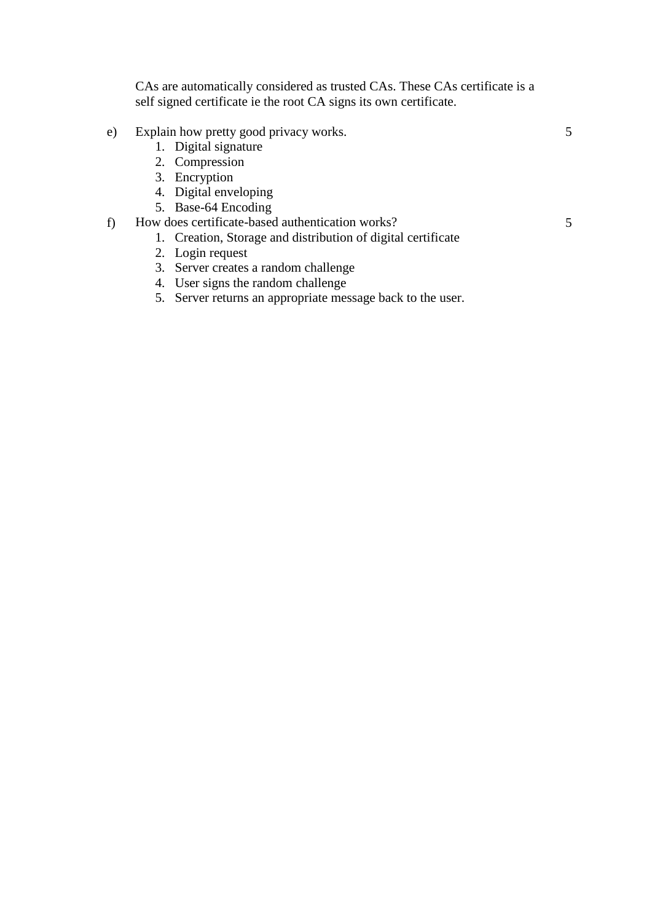CAs are automatically considered as trusted CAs. These CAs certificate is a self signed certificate ie the root CA signs its own certificate.

e) Explain how pretty good privacy works. 5

1. Digital signature
2. Compression
3. Encryption
4. Digital enveloping
5. Base-64 Encoding

f) How does certificate-based authentication works? 5

1. Creation, Storage and distribution of digital certificate
2. Login request
3. Server creates a random challenge
4. User signs the random challenge
5. Server returns an appropriate message back to the user.